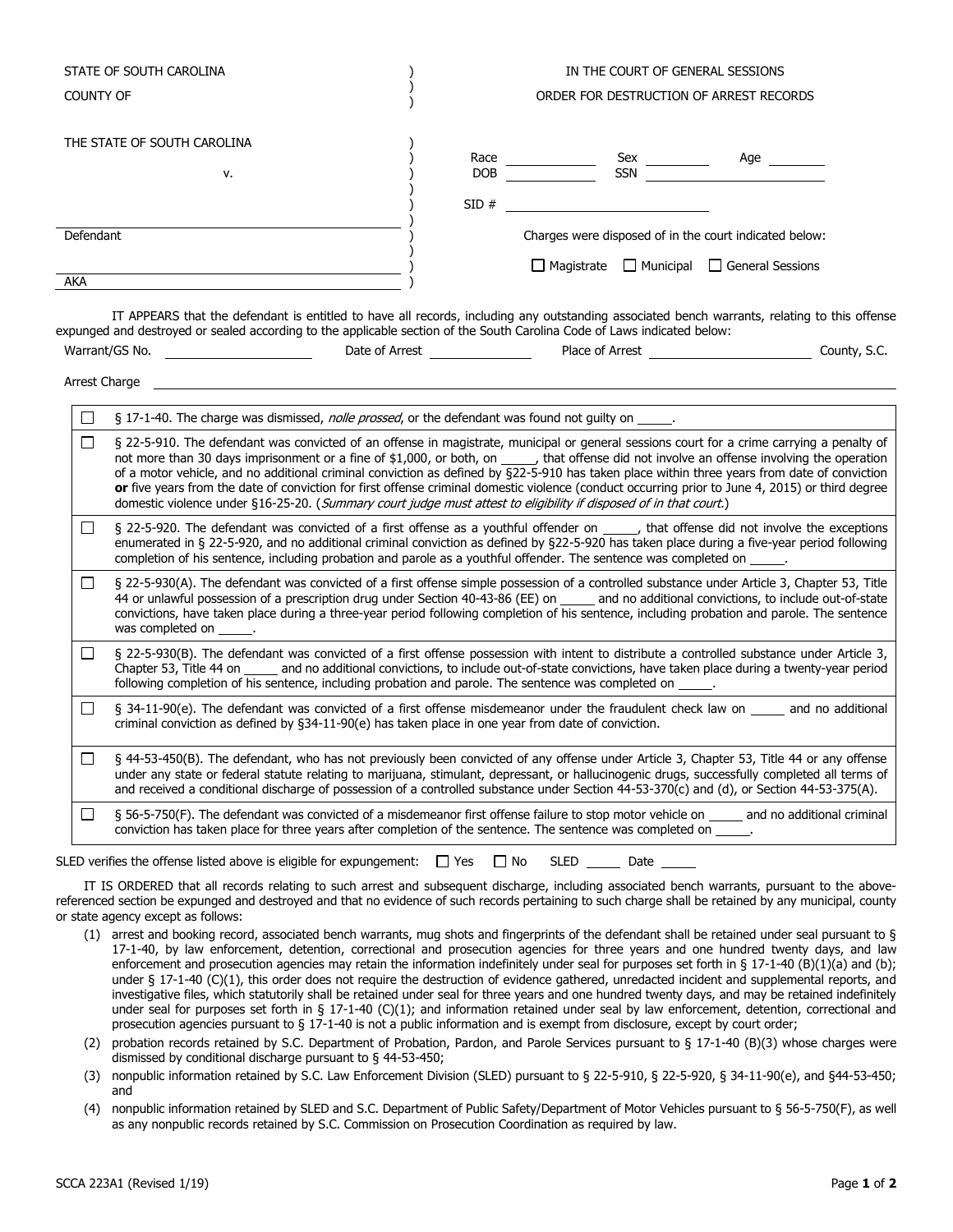STATE OF SOUTH CAROLINA

COUNTY OF

IN THE COURT OF GENERAL SESSIONS

ORDER FOR DESTRUCTION OF ARREST RECORDS

THE STATE OF SOUTH CAROLINA

v.

_______________________________
Defendant

_______________________________
AKA

Race ________ Sex ________ Age ________

DOB ________ SSN ________________

SID # ____________________

Charges were disposed of in the court indicated below:

☐ Magistrate ☐ Municipal ☐ General Sessions

IT APPEARS that the defendant is entitled to have all records, including any outstanding associated bench warrants, relating to this offense expunged and destroyed or sealed according to the applicable section of the South Carolina Code of Laws indicated below:

Warrant/GS No. ________________ Date of Arrest ____________ Place of Arrest ____________________ County, S.C.

Arrest Charge ________________________________________________________________

| | |
|---|---|
| ☐ | § 17-1-40. The charge was dismissed, *nolle prossed*, or the defendant was found not guilty on _____. |
| ☐ | § 22-5-910. The defendant was convicted of an offense in magistrate, municipal or general sessions court for a crime carrying a penalty of not more than 30 days imprisonment or a fine of $1,000, or both, on _____, that offense did not involve an offense involving the operation of a motor vehicle, and no additional criminal conviction as defined by §22-5-910 has taken place within three years from date of conviction **or** five years from the date of conviction for first offense criminal domestic violence (conduct occurring prior to June 4, 2015) or third degree domestic violence under §16-25-20. (*Summary court judge must attest to eligibility if disposed of in that court.*) |
| ☐ | § 22-5-920. The defendant was convicted of a first offense as a youthful offender on _____, that offense did not involve the exceptions enumerated in § 22-5-920, and no additional criminal conviction as defined by §22-5-920 has taken place during a five-year period following completion of his sentence, including probation and parole as a youthful offender. The sentence was completed on _____. |
| ☐ | § 22-5-930(A). The defendant was convicted of a first offense simple possession of a controlled substance under Article 3, Chapter 53, Title 44 or unlawful possession of a prescription drug under Section 40-43-86 (EE) on _____ and no additional convictions, to include out-of-state convictions, have taken place during a three-year period following completion of his sentence, including probation and parole. The sentence was completed on _____. |
| ☐ | § 22-5-930(B). The defendant was convicted of a first offense possession with intent to distribute a controlled substance under Article 3, Chapter 53, Title 44 on _____ and no additional convictions, to include out-of-state convictions, have taken place during a twenty-year period following completion of his sentence, including probation and parole. The sentence was completed on _____. |
| ☐ | § 34-11-90(e). The defendant was convicted of a first offense misdemeanor under the fraudulent check law on _____ and no additional criminal conviction as defined by §34-11-90(e) has taken place in one year from date of conviction. |
| ☐ | § 44-53-450(B). The defendant, who has not previously been convicted of any offense under Article 3, Chapter 53, Title 44 or any offense under any state or federal statute relating to marijuana, stimulant, depressant, or hallucinogenic drugs, successfully completed all terms of and received a conditional discharge of possession of a controlled substance under Section 44-53-370(c) and (d), or Section 44-53-375(A). |
| ☐ | § 56-5-750(F). The defendant was convicted of a misdemeanor first offense failure to stop motor vehicle on _____ and no additional criminal conviction has taken place for three years after completion of the sentence. The sentence was completed on _____. |

SLED verifies the offense listed above is eligible for expungement: ☐ Yes ☐ No SLED _____ Date _____

IT IS ORDERED that all records relating to such arrest and subsequent discharge, including associated bench warrants, pursuant to the above-referenced section be expunged and destroyed and that no evidence of such records pertaining to such charge shall be retained by any municipal, county or state agency except as follows:

(1) arrest and booking record, associated bench warrants, mug shots and fingerprints of the defendant shall be retained under seal pursuant to § 17-1-40, by law enforcement, detention, correctional and prosecution agencies for three years and one hundred twenty days, and law enforcement and prosecution agencies may retain the information indefinitely under seal for purposes set forth in § 17-1-40 (B)(1)(a) and (b); under § 17-1-40 (C)(1), this order does not require the destruction of evidence gathered, unredacted incident and supplemental reports, and investigative files, which statutorily shall be retained under seal for three years and one hundred twenty days, and may be retained indefinitely under seal for purposes set forth in § 17-1-40 (C)(1); and information retained under seal by law enforcement, detention, correctional and prosecution agencies pursuant to § 17-1-40 is not a public information and is exempt from disclosure, except by court order;

(2) probation records retained by S.C. Department of Probation, Pardon, and Parole Services pursuant to § 17-1-40 (B)(3) whose charges were dismissed by conditional discharge pursuant to § 44-53-450;

(3) nonpublic information retained by S.C. Law Enforcement Division (SLED) pursuant to § 22-5-910, § 22-5-920, § 34-11-90(e), and §44-53-450; and

(4) nonpublic information retained by SLED and S.C. Department of Public Safety/Department of Motor Vehicles pursuant to § 56-5-750(F), as well as any nonpublic records retained by S.C. Commission on Prosecution Coordination as required by law.

SCCA 223A1 (Revised 1/19)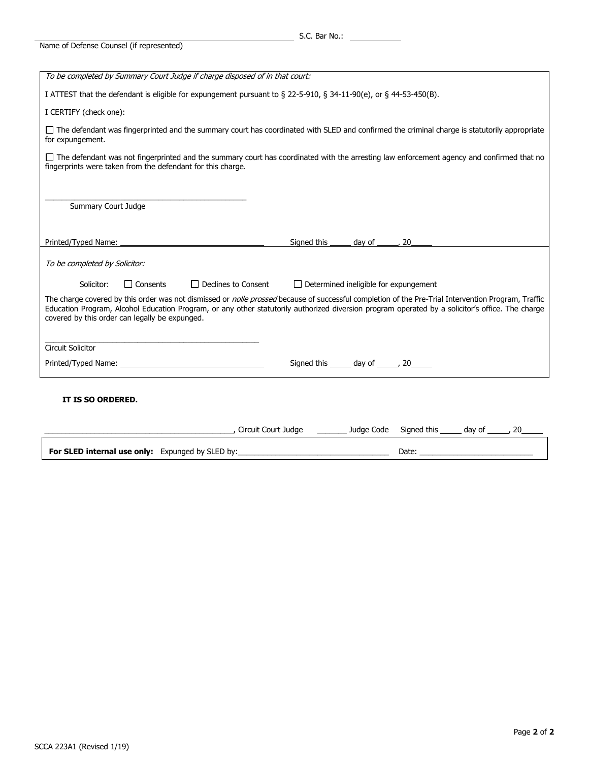______________________________________________________ S.C. Bar No.: ____________

Name of Defense Counsel (if represented)

*To be completed by Summary Court Judge if charge disposed of in that court:*

I ATTEST that the defendant is eligible for expungement pursuant to § 22-5-910, § 34-11-90(e), or § 44-53-450(B).

I CERTIFY (check one):

☐ The defendant was fingerprinted and the summary court has coordinated with SLED and confirmed the criminal charge is statutorily appropriate for expungement.

☐ The defendant was not fingerprinted and the summary court has coordinated with the arresting law enforcement agency and confirmed that no fingerprints were taken from the defendant for this charge.

_____________________________________________

Summary Court Judge

Printed/Typed Name: ______________________________ Signed this _____ day of _____, 20_____

*To be completed by Solicitor:*

Solicitor: ☐ Consents ☐ Declines to Consent ☐ Determined ineligible for expungement

The charge covered by this order was not dismissed or *nolle prossed* because of successful completion of the Pre-Trial Intervention Program, Traffic Education Program, Alcohol Education Program, or any other statutorily authorized diversion program operated by a solicitor's office. The charge covered by this order can legally be expunged.

_____________________________________________

Circuit Solicitor

Printed/Typed Name: ______________________________ Signed this _____ day of _____, 20_____

**IT IS SO ORDERED.**

_____________________________________________, Circuit Court Judge _______ Judge Code Signed this _____ day of _____, 20_____

**For SLED internal use only:** Expunged by SLED by:___________________________________ Date: ___________________________

SCCA 223A1 (Revised 1/19)